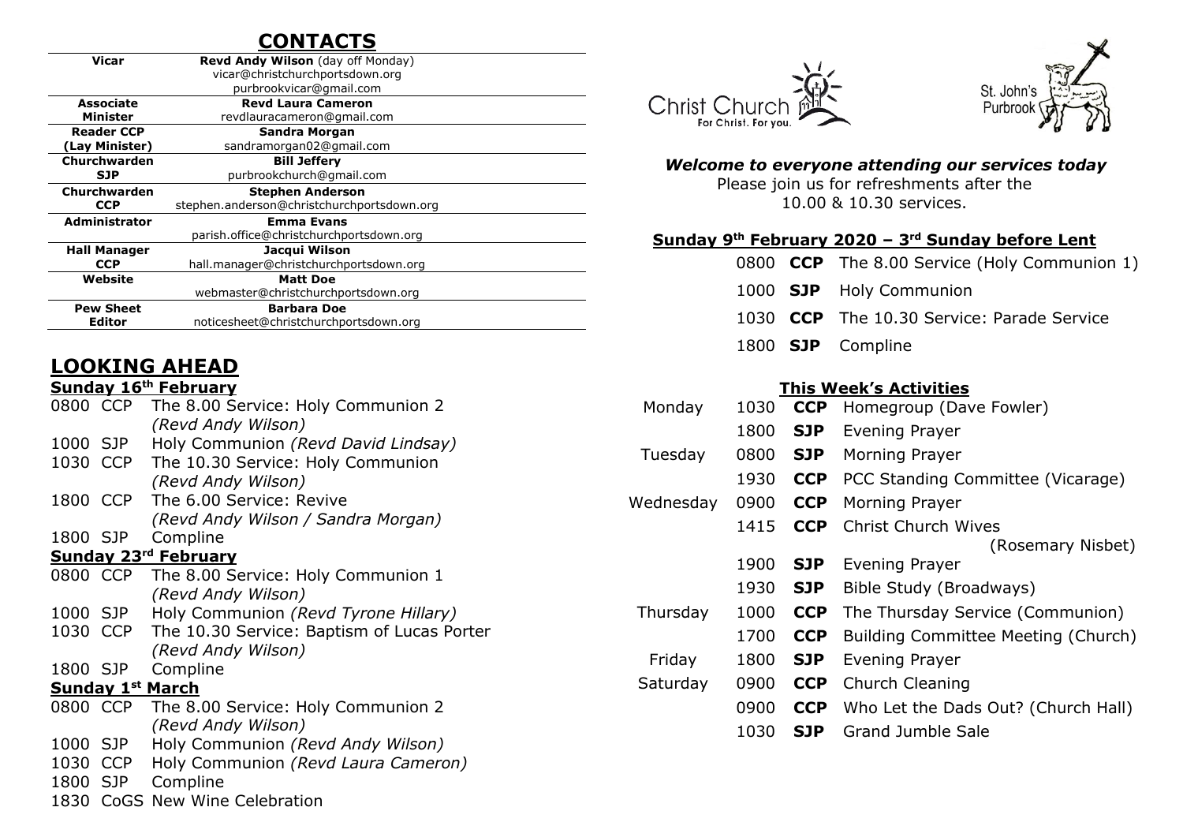# CONTACTS

| | |
|---|---|
| **Vicar** | **Revd Andy Wilson** (day off Monday)<br>vicar@christchurchportsdown.org<br>purbrookvicar@gmail.com |
| **Associate Minister** | **Revd Laura Cameron**<br>revdlauracameron@gmail.com |
| **Reader CCP (Lay Minister)** | **Sandra Morgan**<br>sandramorgan02@gmail.com |
| **Churchwarden SJP** | **Bill Jeffery**<br>purbrookchurch@gmail.com |
| **Churchwarden CCP** | **Stephen Anderson**<br>stephen.anderson@christchurchportsdown.org |
| **Administrator** | **Emma Evans**<br>parish.office@christchurchportsdown.org |
| **Hall Manager CCP** | **Jacqui Wilson**<br>hall.manager@christchurchportsdown.org |
| **Website** | **Matt Doe**<br>webmaster@christchurchportsdown.org |
| **Pew Sheet Editor** | **Barbara Doe**<br>noticesheet@christchurchportsdown.org |

## LOOKING AHEAD

**Sunday 16th February**

- 0800 CCP The 8.00 Service: Holy Communion 2 *(Revd Andy Wilson)*
- 1000 SJP Holy Communion *(Revd David Lindsay)*
- 1030 CCP The 10.30 Service: Holy Communion *(Revd Andy Wilson)*
- 1800 CCP The 6.00 Service: Revive *(Revd Andy Wilson / Sandra Morgan)*
- 1800 SJP Compline

**Sunday 23rd February**

- 0800 CCP The 8.00 Service: Holy Communion 1 *(Revd Andy Wilson)*
- 1000 SJP Holy Communion *(Revd Tyrone Hillary)*
- 1030 CCP The 10.30 Service: Baptism of Lucas Porter *(Revd Andy Wilson)*
- 1800 SJP Compline

**Sunday 1st March**

- 0800 CCP The 8.00 Service: Holy Communion 2 *(Revd Andy Wilson)*
- 1000 SJP Holy Communion *(Revd Andy Wilson)*
- 1030 CCP Holy Communion *(Revd Laura Cameron)*
- 1800 SJP Compline
- 1830 CoGS New Wine Celebration

Christ Church For Christ. For you.

St. John's Purbrook

***Welcome to everyone attending our services today***

Please join us for refreshments after the 10.00 & 10.30 services.

**Sunday 9th February 2020 – 3rd Sunday before Lent**

| | | |
|---|---|---|
| 0800 | **CCP** | The 8.00 Service (Holy Communion 1) |
| 1000 | **SJP** | Holy Communion |
| 1030 | **CCP** | The 10.30 Service: Parade Service |
| 1800 | **SJP** | Compline |

**This Week's Activities**

| | | | |
|---|---|---|---|
| Monday | 1030 | **CCP** | Homegroup (Dave Fowler) |
| | 1800 | **SJP** | Evening Prayer |
| Tuesday | 0800 | **SJP** | Morning Prayer |
| | 1930 | **CCP** | PCC Standing Committee (Vicarage) |
| Wednesday | 0900 | **CCP** | Morning Prayer |
| | 1415 | **CCP** | Christ Church Wives (Rosemary Nisbet) |
| | 1900 | **SJP** | Evening Prayer |
| | 1930 | **SJP** | Bible Study (Broadways) |
| Thursday | 1000 | **CCP** | The Thursday Service (Communion) |
| | 1700 | **CCP** | Building Committee Meeting (Church) |
| Friday | 1800 | **SJP** | Evening Prayer |
| Saturday | 0900 | **CCP** | Church Cleaning |
| | 0900 | **CCP** | Who Let the Dads Out? (Church Hall) |
| | 1030 | **SJP** | Grand Jumble Sale |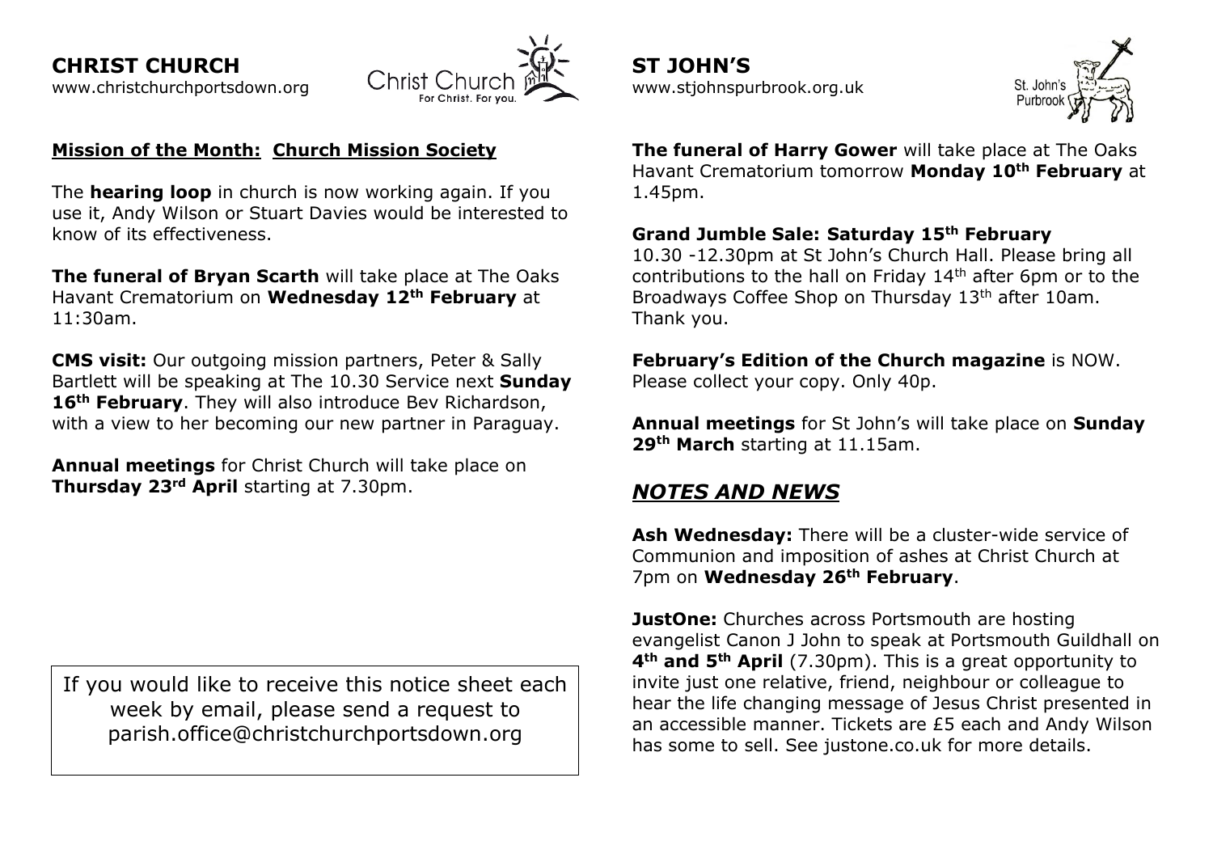# CHRIST CHURCH

www.christchurchportsdown.org

## Mission of the Month: Church Mission Society

The **hearing loop** in church is now working again. If you use it, Andy Wilson or Stuart Davies would be interested to know of its effectiveness.

**The funeral of Bryan Scarth** will take place at The Oaks Havant Crematorium on **Wednesday 12th February** at 11:30am.

**CMS visit:** Our outgoing mission partners, Peter & Sally Bartlett will be speaking at The 10.30 Service next **Sunday 16th February**. They will also introduce Bev Richardson, with a view to her becoming our new partner in Paraguay.

**Annual meetings** for Christ Church will take place on **Thursday 23rd April** starting at 7.30pm.

If you would like to receive this notice sheet each week by email, please send a request to parish.office@christchurchportsdown.org

# ST JOHN'S

www.stjohnspurbrook.org.uk

**The funeral of Harry Gower** will take place at The Oaks Havant Crematorium tomorrow **Monday 10th February** at 1.45pm.

**Grand Jumble Sale: Saturday 15th February**
10.30 -12.30pm at St John's Church Hall. Please bring all contributions to the hall on Friday 14th after 6pm or to the Broadways Coffee Shop on Thursday 13th after 10am. Thank you.

**February's Edition of the Church magazine** is NOW. Please collect your copy. Only 40p.

**Annual meetings** for St John's will take place on **Sunday 29th March** starting at 11.15am.

## *NOTES AND NEWS*

**Ash Wednesday:** There will be a cluster-wide service of Communion and imposition of ashes at Christ Church at 7pm on **Wednesday 26th February**.

**JustOne:** Churches across Portsmouth are hosting evangelist Canon J John to speak at Portsmouth Guildhall on **4th and 5th April** (7.30pm). This is a great opportunity to invite just one relative, friend, neighbour or colleague to hear the life changing message of Jesus Christ presented in an accessible manner. Tickets are £5 each and Andy Wilson has some to sell. See justone.co.uk for more details.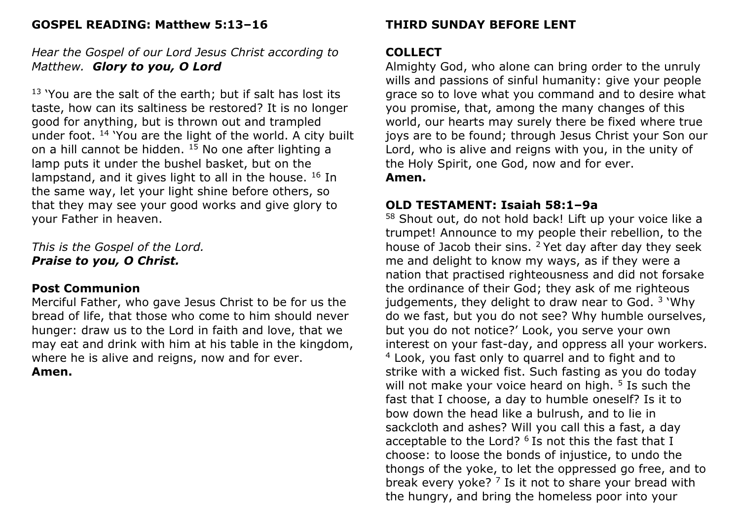**GOSPEL READING: Matthew 5:13–16**

*Hear the Gospel of our Lord Jesus Christ according to Matthew.* ***Glory to you, O Lord***

[13] 'You are the salt of the earth; but if salt has lost its taste, how can its saltiness be restored? It is no longer good for anything, but is thrown out and trampled under foot. [14] 'You are the light of the world. A city built on a hill cannot be hidden. [15] No one after lighting a lamp puts it under the bushel basket, but on the lampstand, and it gives light to all in the house. [16] In the same way, let your light shine before others, so that they may see your good works and give glory to your Father in heaven.

*This is the Gospel of the Lord.*
***Praise to you, O Christ.***

**Post Communion**

Merciful Father, who gave Jesus Christ to be for us the bread of life, that those who come to him should never hunger: draw us to the Lord in faith and love, that we may eat and drink with him at his table in the kingdom, where he is alive and reigns, now and for ever.
**Amen.**

**THIRD SUNDAY BEFORE LENT**

**COLLECT**

Almighty God, who alone can bring order to the unruly wills and passions of sinful humanity: give your people grace so to love what you command and to desire what you promise, that, among the many changes of this world, our hearts may surely there be fixed where true joys are to be found; through Jesus Christ your Son our Lord, who is alive and reigns with you, in the unity of the Holy Spirit, one God, now and for ever.
**Amen.**

**OLD TESTAMENT: Isaiah 58:1–9a**

[58] Shout out, do not hold back! Lift up your voice like a trumpet! Announce to my people their rebellion, to the house of Jacob their sins. [2] Yet day after day they seek me and delight to know my ways, as if they were a nation that practised righteousness and did not forsake the ordinance of their God; they ask of me righteous judgements, they delight to draw near to God. [3] 'Why do we fast, but you do not see? Why humble ourselves, but you do not notice?' Look, you serve your own interest on your fast-day, and oppress all your workers. [4] Look, you fast only to quarrel and to fight and to strike with a wicked fist. Such fasting as you do today will not make your voice heard on high. [5] Is such the fast that I choose, a day to humble oneself? Is it to bow down the head like a bulrush, and to lie in sackcloth and ashes? Will you call this a fast, a day acceptable to the Lord? [6] Is not this the fast that I choose: to loose the bonds of injustice, to undo the thongs of the yoke, to let the oppressed go free, and to break every yoke? [7] Is it not to share your bread with the hungry, and bring the homeless poor into your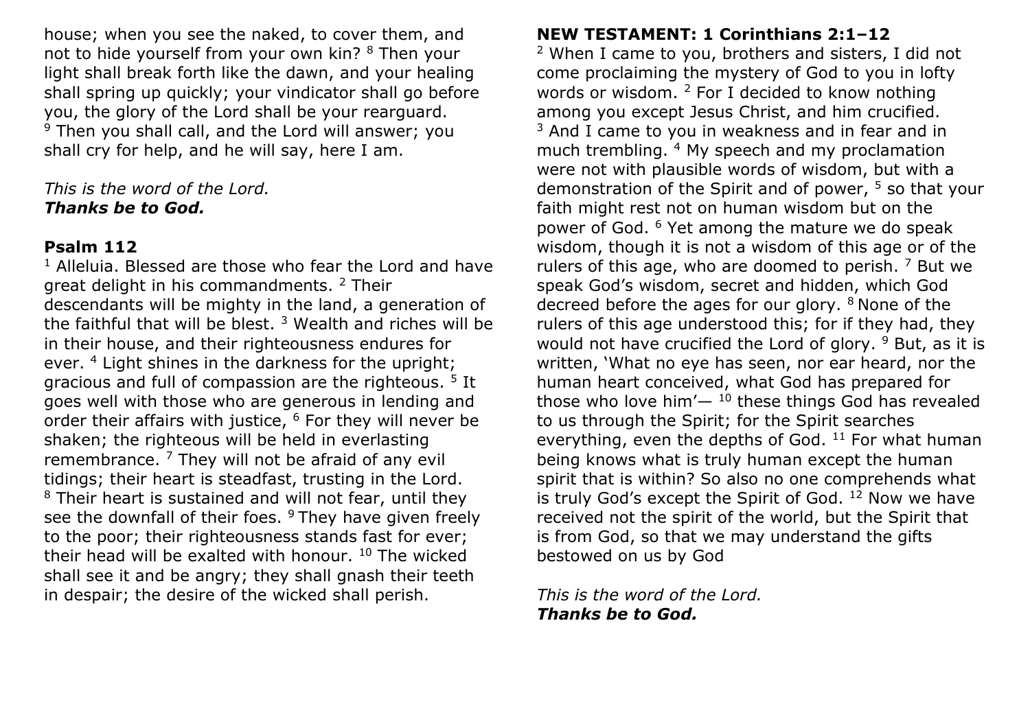house; when you see the naked, to cover them, and not to hide yourself from your own kin? [8] Then your light shall break forth like the dawn, and your healing shall spring up quickly; your vindicator shall go before you, the glory of the Lord shall be your rearguard. [9] Then you shall call, and the Lord will answer; you shall cry for help, and he will say, here I am.

*This is the word of the Lord.*
***Thanks be to God.***

## Psalm 112

[1] Alleluia. Blessed are those who fear the Lord and have great delight in his commandments. [2] Their descendants will be mighty in the land, a generation of the faithful that will be blest. [3] Wealth and riches will be in their house, and their righteousness endures for ever. [4] Light shines in the darkness for the upright; gracious and full of compassion are the righteous. [5] It goes well with those who are generous in lending and order their affairs with justice, [6] For they will never be shaken; the righteous will be held in everlasting remembrance. [7] They will not be afraid of any evil tidings; their heart is steadfast, trusting in the Lord. [8] Their heart is sustained and will not fear, until they see the downfall of their foes. [9] They have given freely to the poor; their righteousness stands fast for ever; their head will be exalted with honour. [10] The wicked shall see it and be angry; they shall gnash their teeth in despair; the desire of the wicked shall perish.

## NEW TESTAMENT: 1 Corinthians 2:1–12

[2] When I came to you, brothers and sisters, I did not come proclaiming the mystery of God to you in lofty words or wisdom. [2] For I decided to know nothing among you except Jesus Christ, and him crucified. [3] And I came to you in weakness and in fear and in much trembling. [4] My speech and my proclamation were not with plausible words of wisdom, but with a demonstration of the Spirit and of power, [5] so that your faith might rest not on human wisdom but on the power of God. [6] Yet among the mature we do speak wisdom, though it is not a wisdom of this age or of the rulers of this age, who are doomed to perish. [7] But we speak God's wisdom, secret and hidden, which God decreed before the ages for our glory. [8] None of the rulers of this age understood this; for if they had, they would not have crucified the Lord of glory. [9] But, as it is written, 'What no eye has seen, nor ear heard, nor the human heart conceived, what God has prepared for those who love him'— [10] these things God has revealed to us through the Spirit; for the Spirit searches everything, even the depths of God. [11] For what human being knows what is truly human except the human spirit that is within? So also no one comprehends what is truly God's except the Spirit of God. [12] Now we have received not the spirit of the world, but the Spirit that is from God, so that we may understand the gifts bestowed on us by God

*This is the word of the Lord.*
***Thanks be to God.***